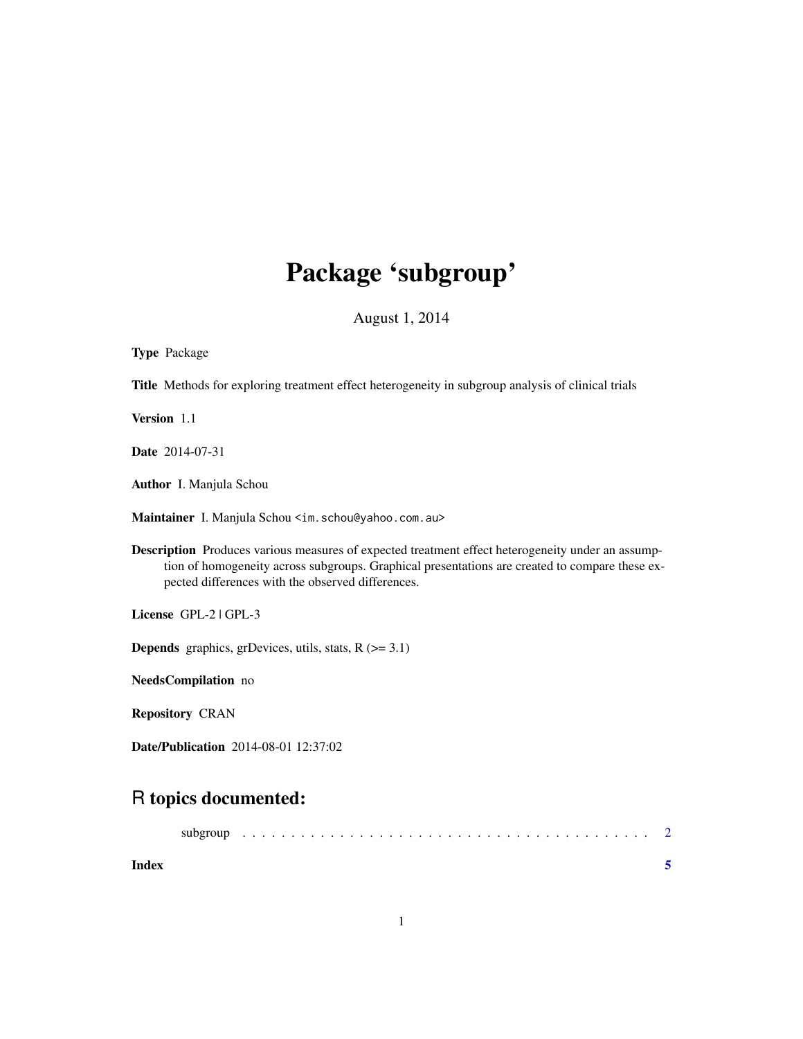# Package 'subgroup'

August 1, 2014

**Type** Package

**Title** Methods for exploring treatment effect heterogeneity in subgroup analysis of clinical trials

**Version** 1.1

**Date** 2014-07-31

**Author** I. Manjula Schou

**Maintainer** I. Manjula Schou <im.schou@yahoo.com.au>

**Description** Produces various measures of expected treatment effect heterogeneity under an assumption of homogeneity across subgroups. Graphical presentations are created to compare these expected differences with the observed differences.

**License** GPL-2 | GPL-3

**Depends** graphics, grDevices, utils, stats, R (>= 3.1)

**NeedsCompilation** no

**Repository** CRAN

**Date/Publication** 2014-08-01 12:37:02

## R topics documented:

subgroup . . . . . . . . . . . . . . . . . . . . . . . . . . . . . . . . . . . . . . . . . . 2

**Index** **5**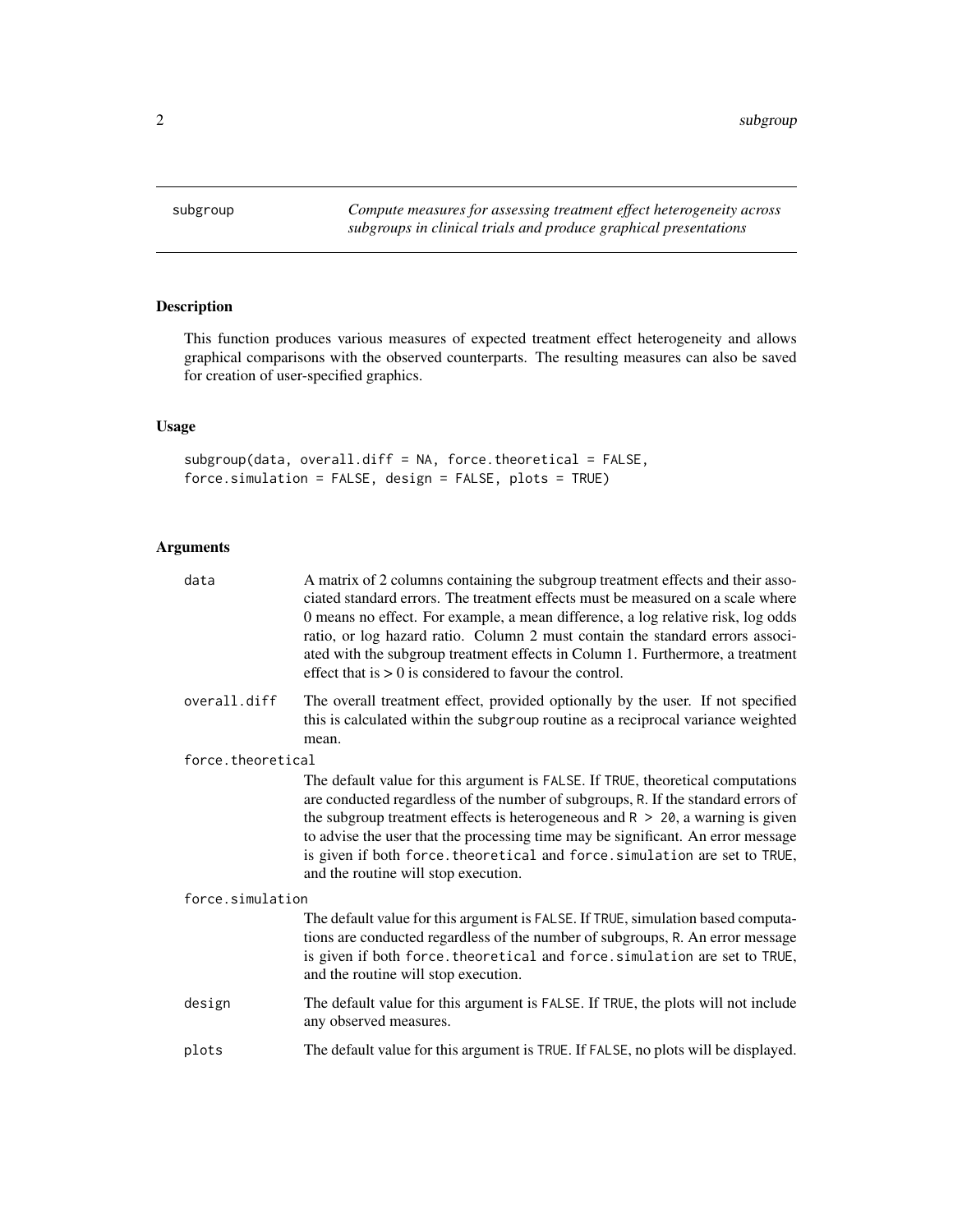subgroup — *Compute measures for assessing treatment effect heterogeneity across subgroups in clinical trials and produce graphical presentations*

## Description

This function produces various measures of expected treatment effect heterogeneity and allows graphical comparisons with the observed counterparts. The resulting measures can also be saved for creation of user-specified graphics.

## Usage

```
subgroup(data, overall.diff = NA, force.theoretical = FALSE,
force.simulation = FALSE, design = FALSE, plots = TRUE)
```

## Arguments

| | |
|---|---|
| `data` | A matrix of 2 columns containing the subgroup treatment effects and their associated standard errors. The treatment effects must be measured on a scale where 0 means no effect. For example, a mean difference, a log relative risk, log odds ratio, or log hazard ratio. Column 2 must contain the standard errors associated with the subgroup treatment effects in Column 1. Furthermore, a treatment effect that is > 0 is considered to favour the control. |
| `overall.diff` | The overall treatment effect, provided optionally by the user. If not specified this is calculated within the `subgroup` routine as a reciprocal variance weighted mean. |
| `force.theoretical` | The default value for this argument is `FALSE`. If `TRUE`, theoretical computations are conducted regardless of the number of subgroups, `R`. If the standard errors of the subgroup treatment effects is heterogeneous and `R > 20`, a warning is given to advise the user that the processing time may be significant. An error message is given if both `force.theoretical` and `force.simulation` are set to `TRUE`, and the routine will stop execution. |
| `force.simulation` | The default value for this argument is `FALSE`. If `TRUE`, simulation based computations are conducted regardless of the number of subgroups, `R`. An error message is given if both `force.theoretical` and `force.simulation` are set to `TRUE`, and the routine will stop execution. |
| `design` | The default value for this argument is `FALSE`. If `TRUE`, the plots will not include any observed measures. |
| `plots` | The default value for this argument is `TRUE`. If `FALSE`, no plots will be displayed. |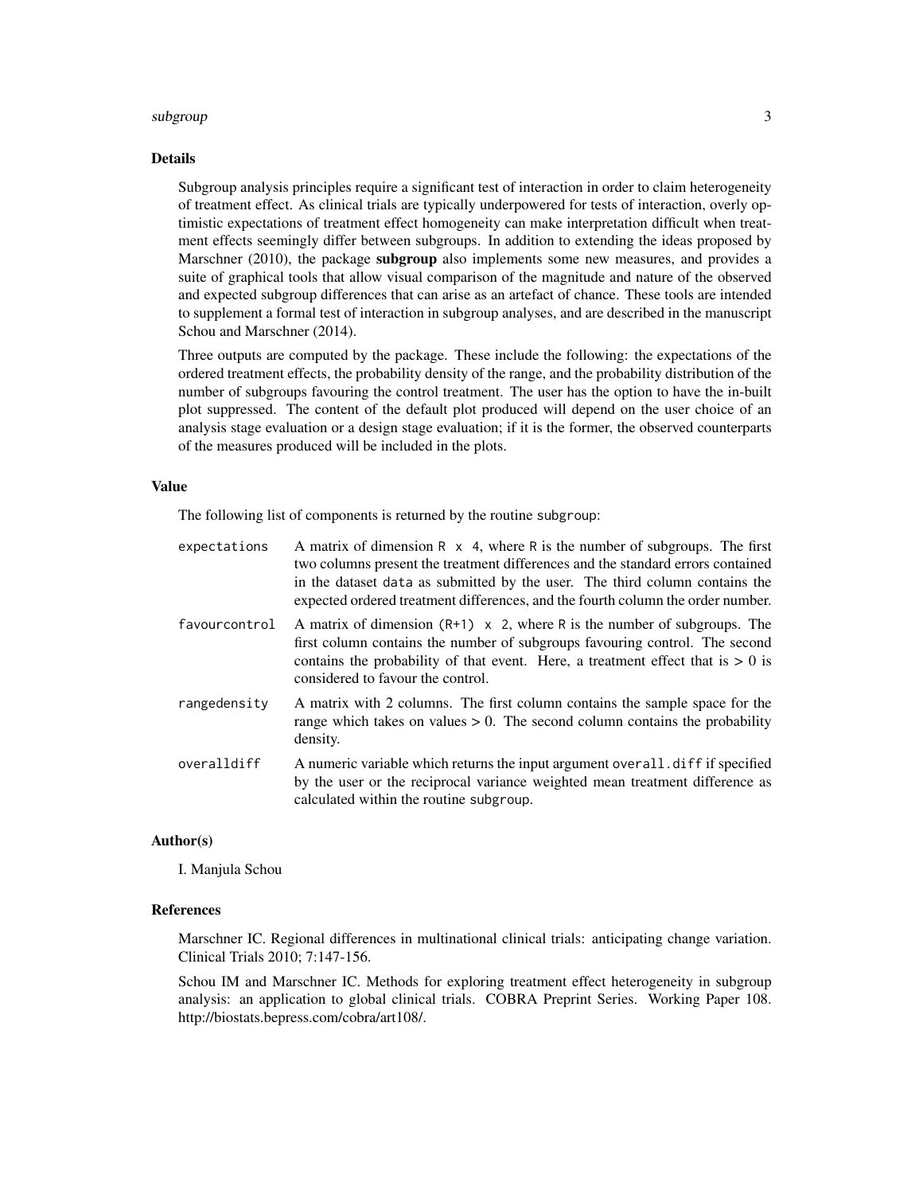## Details

Subgroup analysis principles require a significant test of interaction in order to claim heterogeneity of treatment effect. As clinical trials are typically underpowered for tests of interaction, overly optimistic expectations of treatment effect homogeneity can make interpretation difficult when treatment effects seemingly differ between subgroups. In addition to extending the ideas proposed by Marschner (2010), the package **subgroup** also implements some new measures, and provides a suite of graphical tools that allow visual comparison of the magnitude and nature of the observed and expected subgroup differences that can arise as an artefact of chance. These tools are intended to supplement a formal test of interaction in subgroup analyses, and are described in the manuscript Schou and Marschner (2014).

Three outputs are computed by the package. These include the following: the expectations of the ordered treatment effects, the probability density of the range, and the probability distribution of the number of subgroups favouring the control treatment. The user has the option to have the in-built plot suppressed. The content of the default plot produced will depend on the user choice of an analysis stage evaluation or a design stage evaluation; if it is the former, the observed counterparts of the measures produced will be included in the plots.

## Value

The following list of components is returned by the routine `subgroup`:

`expectations`
: A matrix of dimension `R x 4`, where `R` is the number of subgroups. The first two columns present the treatment differences and the standard errors contained in the dataset `data` as submitted by the user. The third column contains the expected ordered treatment differences, and the fourth column the order number.

`favourcontrol`
: A matrix of dimension `(R+1) x 2`, where `R` is the number of subgroups. The first column contains the number of subgroups favouring control. The second contains the probability of that event. Here, a treatment effect that is $> 0$ is considered to favour the control.

`rangedensity`
: A matrix with 2 columns. The first column contains the sample space for the range which takes on values $> 0$. The second column contains the probability density.

`overalldiff`
: A numeric variable which returns the input argument `overall.diff` if specified by the user or the reciprocal variance weighted mean treatment difference as calculated within the routine `subgroup`.

## Author(s)

I. Manjula Schou

## References

Marschner IC. Regional differences in multinational clinical trials: anticipating change variation. Clinical Trials 2010; 7:147-156.

Schou IM and Marschner IC. Methods for exploring treatment effect heterogeneity in subgroup analysis: an application to global clinical trials. COBRA Preprint Series. Working Paper 108. http://biostats.bepress.com/cobra/art108/.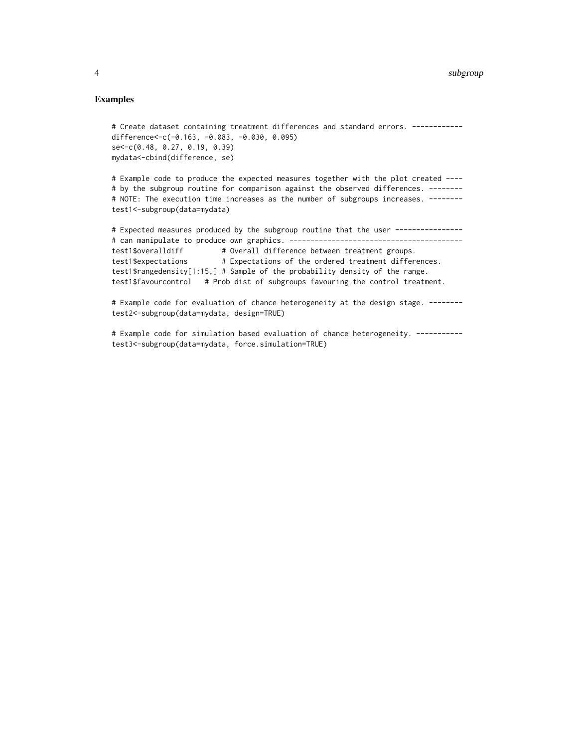## Examples

```
# Create dataset containing treatment differences and standard errors. ------------
difference<-c(-0.163, -0.083, -0.030, 0.095)
se<-c(0.48, 0.27, 0.19, 0.39)
mydata<-cbind(difference, se)

# Example code to produce the expected measures together with the plot created ----
# by the subgroup routine for comparison against the observed differences. --------
# NOTE: The execution time increases as the number of subgroups increases. --------
test1<-subgroup(data=mydata)

# Expected measures produced by the subgroup routine that the user ----------------
# can manipulate to produce own graphics. -----------------------------------------
test1$overalldiff         # Overall difference between treatment groups.
test1$expectations        # Expectations of the ordered treatment differences.
test1$rangedensity[1:15,] # Sample of the probability density of the range.
test1$favourcontrol   # Prob dist of subgroups favouring the control treatment.

# Example code for evaluation of chance heterogeneity at the design stage. --------
test2<-subgroup(data=mydata, design=TRUE)

# Example code for simulation based evaluation of chance heterogeneity. -----------
test3<-subgroup(data=mydata, force.simulation=TRUE)
```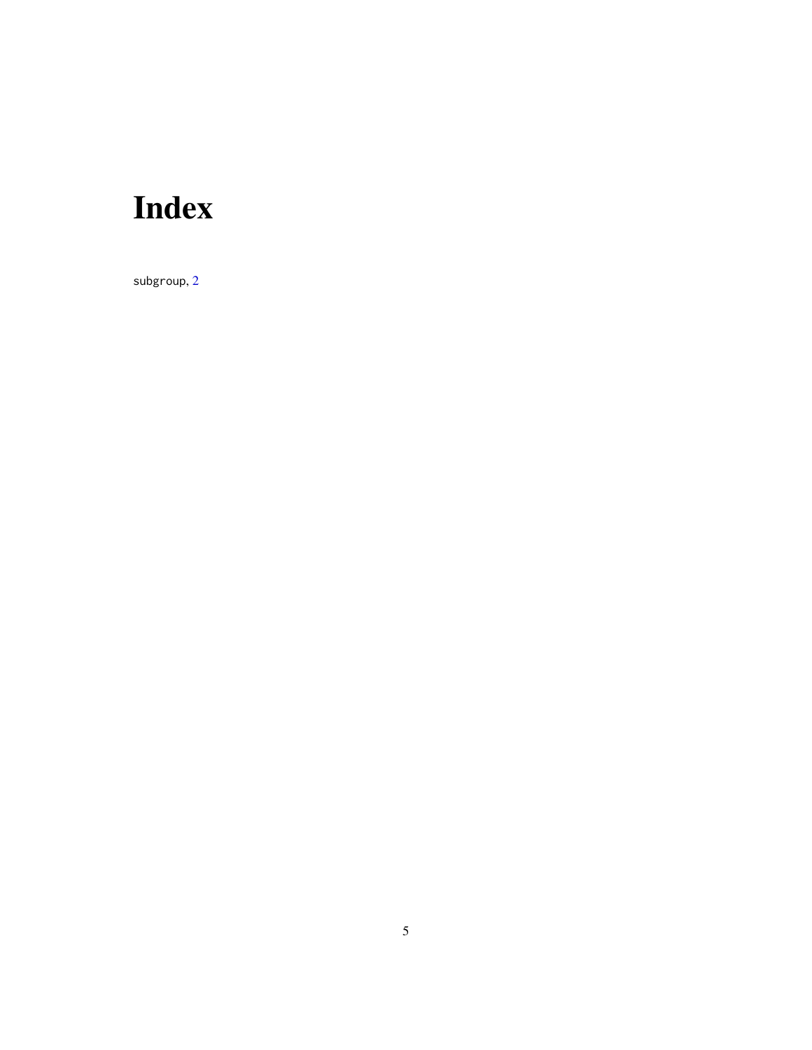# Index

`subgroup`, 2